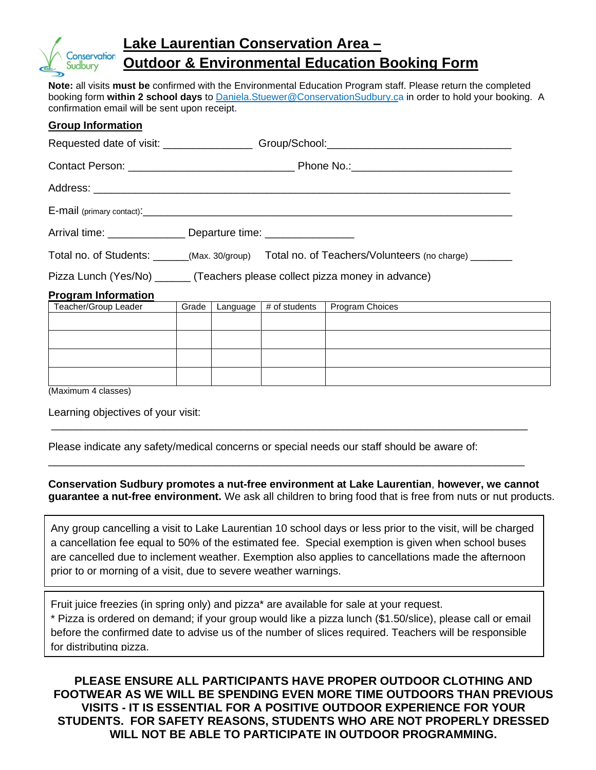# Lake Laurentian Conservation Area – Outdoor & Environmental Education Booking Form

**Note:** all visits **must be** confirmed with the Environmental Education Program staff. Please return the completed booking form **within 2 school days** to Daniela.Stuewer@ConservationSudbury.ca in order to hold your booking. A confirmation email will be sent upon receipt.

## Group Information

Requested date of visit: _______________ Group/School:_______________________________

Contact Person: ____________________________ Phone No.:___________________________

Address: _________________________________________________________________________

E-mail (primary contact):_______________________________________________________________

Arrival time: _____________ Departure time: _______________

Total no. of Students: ______(Max. 30/group) Total no. of Teachers/Volunteers (no charge) _______

Pizza Lunch (Yes/No) ______ (Teachers please collect pizza money in advance)

## Program Information

| Teacher/Group Leader | Grade | Language | # of students | Program Choices |
|---|---|---|---|---|
| | | | | |
| | | | | |
| | | | | |
| | | | | |

(Maximum 4 classes)

Learning objectives of your visit:

___________________________________________________________________________

Please indicate any safety/medical concerns or special needs our staff should be aware of:

___________________________________________________________________________

**Conservation Sudbury promotes a nut-free environment at Lake Laurentian**, **however, we cannot guarantee a nut-free environment.** We ask all children to bring food that is free from nuts or nut products.

Any group cancelling a visit to Lake Laurentian 10 school days or less prior to the visit, will be charged a cancellation fee equal to 50% of the estimated fee. Special exemption is given when school buses are cancelled due to inclement weather. Exemption also applies to cancellations made the afternoon prior to or morning of a visit, due to severe weather warnings.

Fruit juice freezies (in spring only) and pizza* are available for sale at your request.
* Pizza is ordered on demand; if your group would like a pizza lunch ($1.50/slice), please call or email before the confirmed date to advise us of the number of slices required. Teachers will be responsible for distributing pizza.

**PLEASE ENSURE ALL PARTICIPANTS HAVE PROPER OUTDOOR CLOTHING AND FOOTWEAR AS WE WILL BE SPENDING EVEN MORE TIME OUTDOORS THAN PREVIOUS VISITS - IT IS ESSENTIAL FOR A POSITIVE OUTDOOR EXPERIENCE FOR YOUR STUDENTS. FOR SAFETY REASONS, STUDENTS WHO ARE NOT PROPERLY DRESSED WILL NOT BE ABLE TO PARTICIPATE IN OUTDOOR PROGRAMMING.**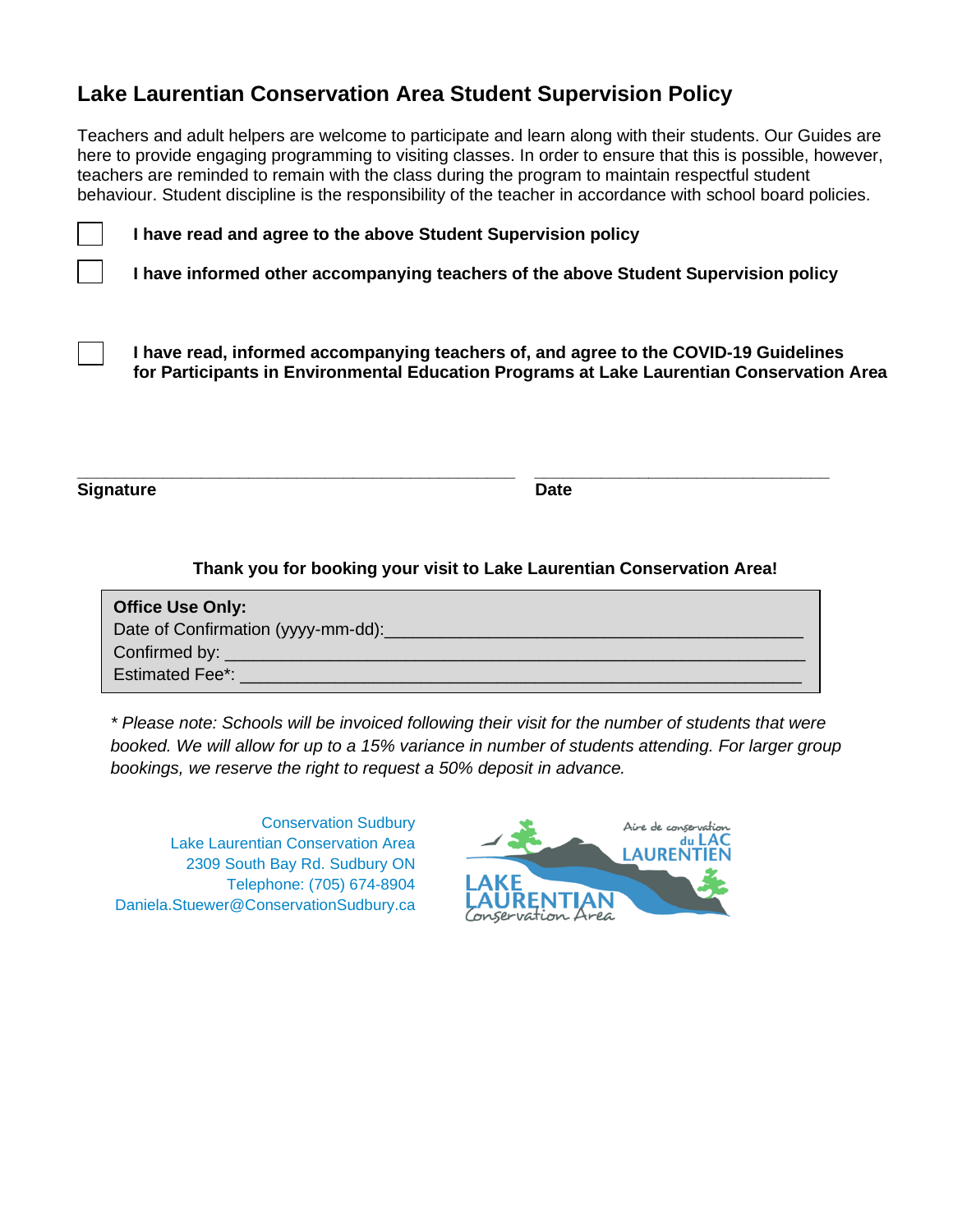## Lake Laurentian Conservation Area Student Supervision Policy

Teachers and adult helpers are welcome to participate and learn along with their students. Our Guides are here to provide engaging programming to visiting classes. In order to ensure that this is possible, however, teachers are reminded to remain with the class during the program to maintain respectful student behaviour. Student discipline is the responsibility of the teacher in accordance with school board policies.

☐ **I have read and agree to the above Student Supervision policy**

☐ **I have informed other accompanying teachers of the above Student Supervision policy**

☐ **I have read, informed accompanying teachers of, and agree to the COVID-19 Guidelines for Participants in Environmental Education Programs at Lake Laurentian Conservation Area**

_______________________________________________ _______________________________

**Signature** **Date**

**Thank you for booking your visit to Lake Laurentian Conservation Area!**

**Office Use Only:**
Date of Confirmation (yyyy-mm-dd):_______________________________________
Confirmed by: _______________________________________________________
Estimated Fee*: ______________________________________________________

*\* Please note: Schools will be invoiced following their visit for the number of students that were booked. We will allow for up to a 15% variance in number of students attending. For larger group bookings, we reserve the right to request a 50% deposit in advance.*

Conservation Sudbury
Lake Laurentian Conservation Area
2309 South Bay Rd. Sudbury ON
Telephone: (705) 674-8904
Daniela.Stuewer@ConservationSudbury.ca

Aire de conservation du LAC LAURENTIEN
LAKE LAURENTIAN Conservation Area